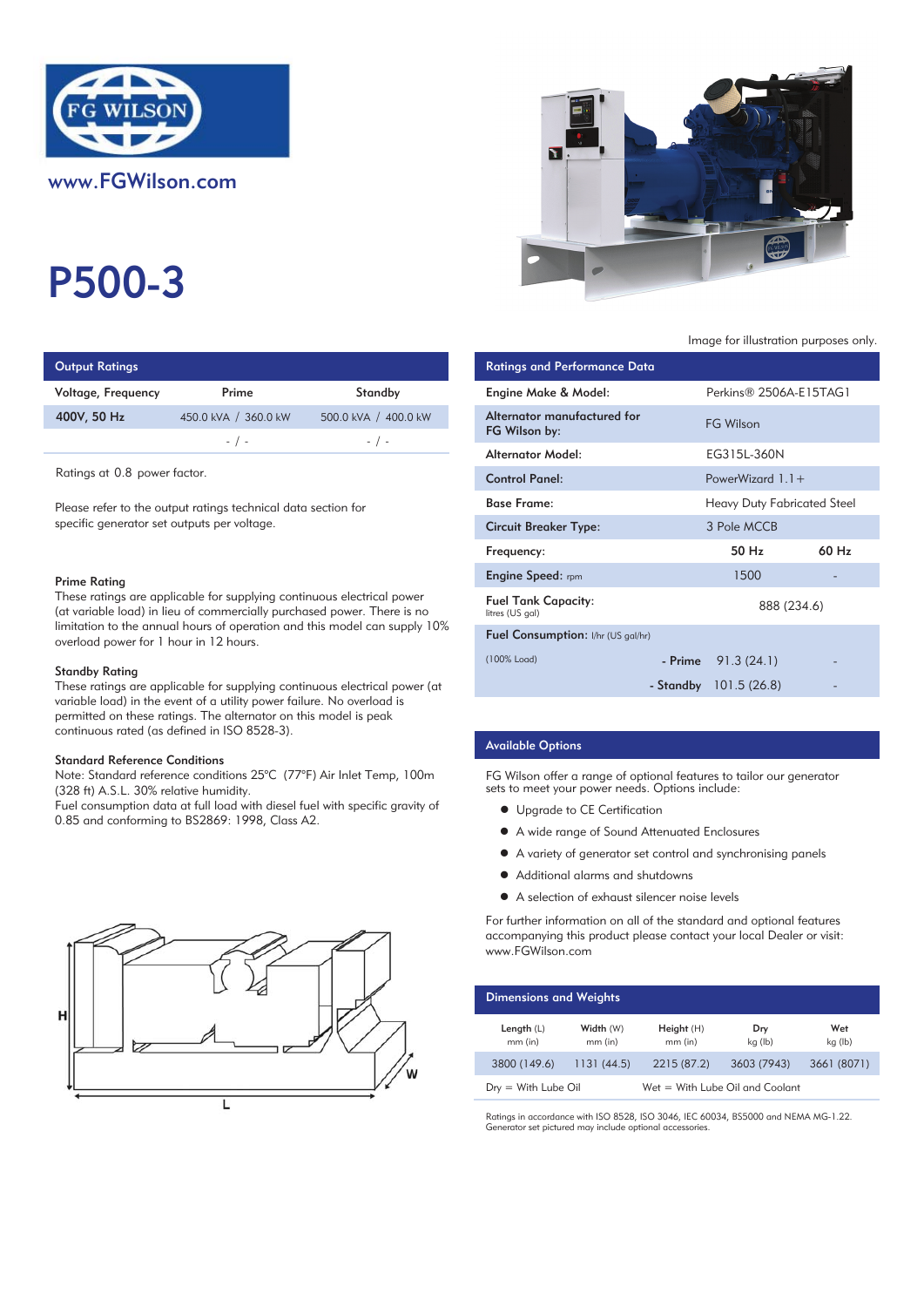www.FGWilson.com

# P500-3

Image for illustration purposes only.

## Output Ratings

| Voltage, Frequency | Prime | Standby |
|---|---|---|
| 400V, 50 Hz | 450.0 kVA / 360.0 kW | 500.0 kVA / 400.0 kW |
| | - / - | - / - |

Ratings at 0.8 power factor.

Please refer to the output ratings technical data section for specific generator set outputs per voltage.

### Prime Rating

These ratings are applicable for supplying continuous electrical power (at variable load) in lieu of commercially purchased power. There is no limitation to the annual hours of operation and this model can supply 10% overload power for 1 hour in 12 hours.

### Standby Rating

These ratings are applicable for supplying continuous electrical power (at variable load) in the event of a utility power failure. No overload is permitted on these ratings. The alternator on this model is peak continuous rated (as defined in ISO 8528-3).

### Standard Reference Conditions

Note: Standard reference conditions 25°C (77°F) Air Inlet Temp, 100m (328 ft) A.S.L. 30% relative humidity.
Fuel consumption data at full load with diesel fuel with specific gravity of 0.85 and conforming to BS2869: 1998, Class A2.

## Ratings and Performance Data

| | | |
|---|---|---|
| Engine Make & Model: | Perkins® 2506A-E15TAG1 | |
| Alternator manufactured for FG Wilson by: | FG Wilson | |
| Alternator Model: | EG315L-360N | |
| Control Panel: | PowerWizard 1.1+ | |
| Base Frame: | Heavy Duty Fabricated Steel | |
| Circuit Breaker Type: | 3 Pole MCCB | |
| Frequency: | 50 Hz | 60 Hz |
| Engine Speed: rpm | 1500 | - |
| Fuel Tank Capacity: litres (US gal) | 888 (234.6) | |
| Fuel Consumption: l/hr (US gal/hr) | | |
| (100% Load) - Prime | 91.3 (24.1) | - |
| - Standby | 101.5 (26.8) | - |

## Available Options

FG Wilson offer a range of optional features to tailor our generator sets to meet your power needs. Options include:

- Upgrade to CE Certification
- A wide range of Sound Attenuated Enclosures
- A variety of generator set control and synchronising panels
- Additional alarms and shutdowns
- A selection of exhaust silencer noise levels

For further information on all of the standard and optional features accompanying this product please contact your local Dealer or visit: www.FGWilson.com

## Dimensions and Weights

| Length (L) mm (in) | Width (W) mm (in) | Height (H) mm (in) | Dry kg (lb) | Wet kg (lb) |
|---|---|---|---|---|
| 3800 (149.6) | 1131 (44.5) | 2215 (87.2) | 3603 (7943) | 3661 (8071) |

Dry = With Lube Oil    Wet = With Lube Oil and Coolant

Ratings in accordance with ISO 8528, ISO 3046, IEC 60034, BS5000 and NEMA MG-1.22.
Generator set pictured may include optional accessories.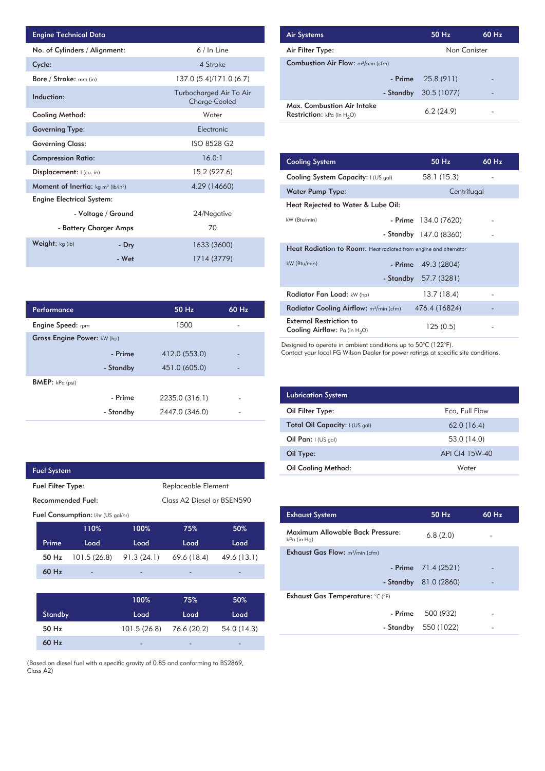| Engine Technical Data | | |
|---|---|---|
| No. of Cylinders / Alignment: | | 6 / In Line |
| Cycle: | | 4 Stroke |
| Bore / Stroke: mm (in) | | 137.0 (5.4)/171.0 (6.7) |
| Induction: | | Turbocharged Air To Air Charge Cooled |
| Cooling Method: | | Water |
| Governing Type: | | Electronic |
| Governing Class: | | ISO 8528 G2 |
| Compression Ratio: | | 16.0:1 |
| Displacement: l (cu. in) | | 15.2 (927.6) |
| Moment of Inertia: kg m² (lb/in²) | | 4.29 (14660) |
| Engine Electrical System: | | |
| | - Voltage / Ground | 24/Negative |
| | - Battery Charger Amps | 70 |
| Weight: kg (lb) | - Dry | 1633 (3600) |
| | - Wet | 1714 (3779) |

| Performance | | 50 Hz | 60 Hz |
|---|---|---|---|
| Engine Speed: rpm | | 1500 | - |
| Gross Engine Power: kW (hp) | | | |
| | - Prime | 412.0 (553.0) | - |
| | - Standby | 451.0 (605.0) | - |
| BMEP: kPa (psi) | | | |
| | - Prime | 2235.0 (316.1) | - |
| | - Standby | 2447.0 (346.0) | - |

| Fuel System | |
|---|---|
| Fuel Filter Type: | Replaceable Element |
| Recommended Fuel: | Class A2 Diesel or BSEN590 |

Fuel Consumption: l/hr (US gal/hr)

| Prime | 110% Load | 100% Load | 75% Load | 50% Load |
|---|---|---|---|---|
| 50 Hz | 101.5 (26.8) | 91.3 (24.1) | 69.6 (18.4) | 49.6 (13.1) |
| 60 Hz | - | - | - | - |

| Standby | 100% Load | 75% Load | 50% Load |
|---|---|---|---|
| 50 Hz | 101.5 (26.8) | 76.6 (20.2) | 54.0 (14.3) |
| 60 Hz | - | - | - |

(Based on diesel fuel with a specific gravity of 0.85 and conforming to BS2869, Class A2)

| Air Systems | | 50 Hz | 60 Hz |
|---|---|---|---|
| Air Filter Type: | | Non Canister | |
| Combustion Air Flow: m³/min (cfm) | | | |
| | - Prime | 25.8 (911) | - |
| | - Standby | 30.5 (1077) | - |
| Max. Combustion Air Intake Restriction: kPa (in $H_2O$) | | 6.2 (24.9) | - |

| Cooling System | | 50 Hz | 60 Hz |
|---|---|---|---|
| Cooling System Capacity: l (US gal) | | 58.1 (15.3) | - |
| Water Pump Type: | | Centrifugal | |
| Heat Rejected to Water & Lube Oil: | | | |
| kW (Btu/min) | - Prime | 134.0 (7620) | - |
| | - Standby | 147.0 (8360) | - |
| Heat Radiation to Room: Heat radiated from engine and alternator | | | |
| kW (Btu/min) | - Prime | 49.3 (2804) | - |
| | - Standby | 57.7 (3281) | - |
| Radiator Fan Load: kW (hp) | | 13.7 (18.4) | - |
| Radiator Cooling Airflow: m³/min (cfm) | | 476.4 (16824) | - |
| External Restriction to Cooling Airflow: Pa (in $H_2O$) | | 125 (0.5) | - |

Designed to operate in ambient conditions up to 50°C (122°F).
Contact your local FG Wilson Dealer for power ratings at specific site conditions.

| Lubrication System | |
|---|---|
| Oil Filter Type: | Eco, Full Flow |
| Total Oil Capacity: l (US gal) | 62.0 (16.4) |
| Oil Pan: l (US gal) | 53.0 (14.0) |
| Oil Type: | API CI4 15W-40 |
| Oil Cooling Method: | Water |

| Exhaust System | | 50 Hz | 60 Hz |
|---|---|---|---|
| Maximum Allowable Back Pressure: kPa (in Hg) | | 6.8 (2.0) | - |
| Exhaust Gas Flow: m³/min (cfm) | | | |
| | - Prime | 71.4 (2521) | - |
| | - Standby | 81.0 (2860) | - |
| Exhaust Gas Temperature: °C (°F) | | | |
| | - Prime | 500 (932) | - |
| | - Standby | 550 (1022) | - |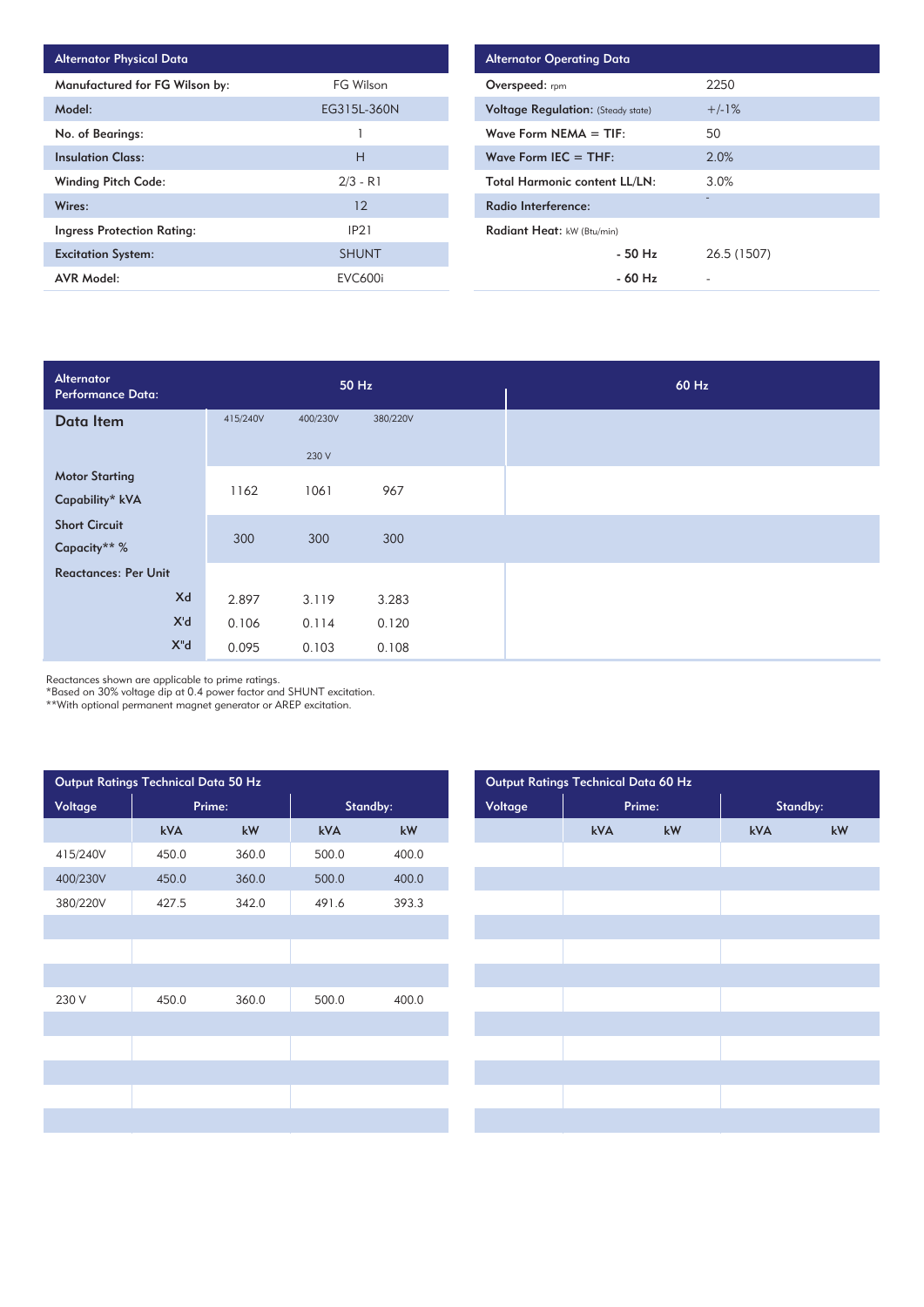| Alternator Physical Data | |
|---|---|
| Manufactured for FG Wilson by: | FG Wilson |
| Model: | EG315L-360N |
| No. of Bearings: | 1 |
| Insulation Class: | H |
| Winding Pitch Code: | 2/3 - R1 |
| Wires: | 12 |
| Ingress Protection Rating: | IP21 |
| Excitation System: | SHUNT |
| AVR Model: | EVC600i |

| Alternator Operating Data | |
|---|---|
| Overspeed: rpm | 2250 |
| Voltage Regulation: (Steady state) | +/-1% |
| Wave Form NEMA = TIF: | 50 |
| Wave Form IEC = THF: | 2.0% |
| Total Harmonic content LL/LN: | 3.0% |
| Radiant Interference: | - |
| Radiant Heat: kW (Btu/min) | |
| - 50 Hz | 26.5 (1507) |
| - 60 Hz | - |

| Alternator Performance Data: | 50 Hz | | | 60 Hz |
|---|---|---|---|---|
| Data Item | 415/240V | 400/230V<br>230 V | 380/220V | |
| Motor Starting Capability* kVA | 1162 | 1061 | 967 | |
| Short Circuit Capacity** % | 300 | 300 | 300 | |
| Reactances: Per Unit | | | | |
| Xd | 2.897 | 3.119 | 3.283 | |
| X'd | 0.106 | 0.114 | 0.120 | |
| X"d | 0.095 | 0.103 | 0.108 | |

Reactances shown are applicable to prime ratings.
*Based on 30% voltage dip at 0.4 power factor and SHUNT excitation.
**With optional permanent magnet generator or AREP excitation.

| Output Ratings Technical Data 50 Hz | | | | |
|---|---|---|---|---|
| Voltage | Prime: | | Standby: | |
| | kVA | kW | kVA | kW |
| 415/240V | 450.0 | 360.0 | 500.0 | 400.0 |
| 400/230V | 450.0 | 360.0 | 500.0 | 400.0 |
| 380/220V | 427.5 | 342.0 | 491.6 | 393.3 |
| 230 V | 450.0 | 360.0 | 500.0 | 400.0 |

| Output Ratings Technical Data 60 Hz | | | | |
|---|---|---|---|---|
| Voltage | Prime: | | Standby: | |
| | kVA | kW | kVA | kW |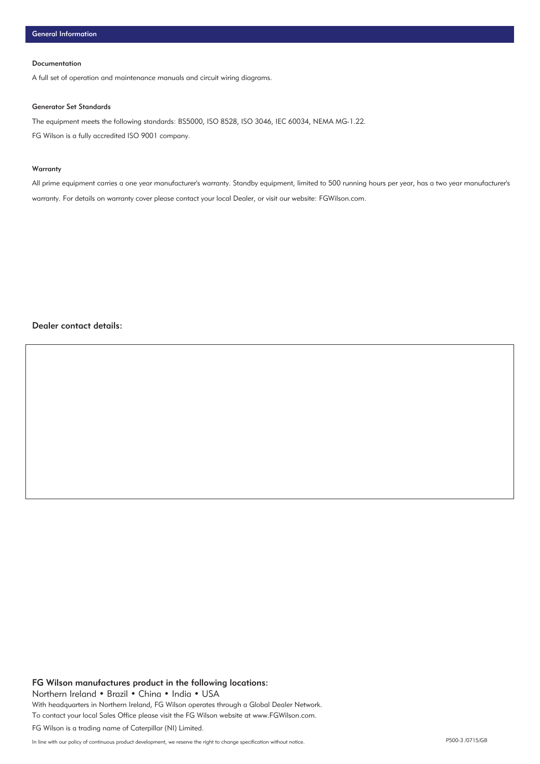## General Information

### Documentation

A full set of operation and maintenance manuals and circuit wiring diagrams.

### Generator Set Standards

The equipment meets the following standards: BS5000, ISO 8528, ISO 3046, IEC 60034, NEMA MG-1.22.

FG Wilson is a fully accredited ISO 9001 company.

### Warranty

All prime equipment carries a one year manufacturer's warranty. Standby equipment, limited to 500 running hours per year, has a two year manufacturer's warranty. For details on warranty cover please contact your local Dealer, or visit our website: FGWilson.com.

### Dealer contact details:

### FG Wilson manufactures product in the following locations:

Northern Ireland • Brazil • China • India • USA

With headquarters in Northern Ireland, FG Wilson operates through a Global Dealer Network.

To contact your local Sales Office please visit the FG Wilson website at www.FGWilson.com.

FG Wilson is a trading name of Caterpillar (NI) Limited.

In line with our policy of continuous product development, we reserve the right to change specification without notice.

P500-3 /0715/GB